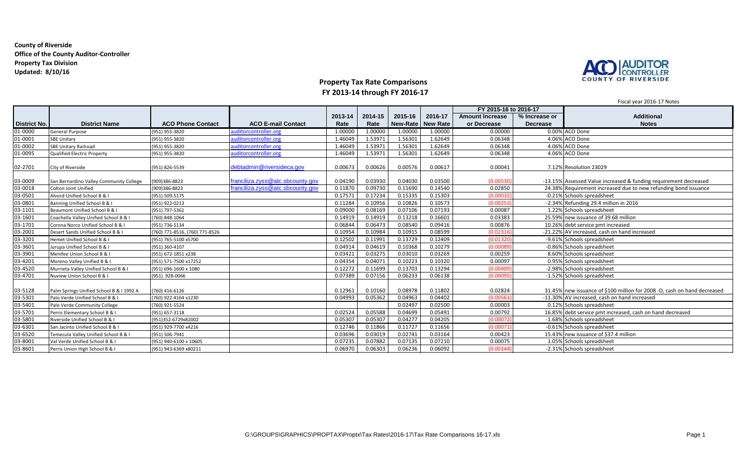**County of Riverside**
**Office of the County Auditor-Controller**
**Property Tax Division**
**Updated: 8/10/16**

## Property Tax Rate Comparisons
## FY 2013-14 through FY 2016-17

Fiscal year 2016-17 Notes

| District No. | District Name | ACO Phone Contact | ACO E-mail Contact | 2013-14 Rate | 2014-15 Rate | 2015-16 New-Rate | 2016-17 New Rate | FY 2015-16 to 2016-17 Amount Increase or Decrease | FY 2015-16 to 2016-17 % Increase or Decrease | Additional Notes |
|---|---|---|---|---|---|---|---|---|---|---|
| 01-0000 | General Purpose | (951) 955-3820 | auditorcontroller.org | 1.00000 | 1.00000 | 1.00000 | 1.00000 | 0.00000 | 0.00% | ACO Done |
| 01-0001 | SBE Unitary | (951) 955-3820 | auditorcontroller.org | 1.46049 | 1.53971 | 1.56301 | 1.62649 | 0.06348 | 4.06% | ACO Done |
| 01-0002 | SBE Unitary Railroad | (951) 955-3820 | auditorcontroller.org | 1.46049 | 1.53971 | 1.56301 | 1.62649 | 0.06348 | 4.06% | ACO Done |
| 01-0095 | Qualified Electric Property | (951) 955-3820 | auditorcontroller.org | 1.46049 | 1.53971 | 1.56301 | 1.62649 | 0.06348 | 4.06% | ACO Done |
| 02-2701 | City of Riverside | (951) 826-5539 | debtadmin@riversideca.gov | 0.00673 | 0.00626 | 0.00576 | 0.00617 | 0.00041 | 7.12% | Resolution 23029 |
| 03-0009 | San Bernardino Valley Community College | (909)386-8823 | franciliza.zyss@atc.sbcounty.gov | 0.04190 | 0.03930 | 0.04030 | 0.03500 | (0.00530) | -13.15% | Assessed Value increased & funding requirement decreased |
| 03-0018 | Colton Joint Unified | (909)386-8823 | franciliza.zyss@atc.sbcounty.gov | 0.11870 | 0.09730 | 0.11690 | 0.14540 | 0.02850 | 24.38% | Requirement increased due to new refunding bond issuance |
| 03-0501 | Alvord Unified School B & I | (951) 509-5175 | | 0.17571 | 0.17234 | 0.15335 | 0.15303 | (0.00032) | -0.21% | Schools spreadsheet |
| 03-0801 | Banning Unified School B & I | (951) 922-0213 | | 0.11284 | 0.10956 | 0.10826 | 0.10573 | (0.00253) | -2.34% | Refunding 29.4 million in 2016 |
| 03-1101 | Beaumont Unified School B & I | (951) 797-5361 | | 0.09000 | 0.08169 | 0.07106 | 0.07193 | 0.00087 | 1.22% | Schools spreadsheet |
| 03-1601 | Coachella Valley Unified School B & I | (760) 848-1064 | | 0.14919 | 0.14919 | 0.13218 | 0.16601 | 0.03383 | 25.59% | new issuance of 39.68 million |
| 03-1701 | Corona Norco Unified School B & I | (951) 736-5134 | | 0.06844 | 0.06473 | 0.08540 | 0.09416 | 0.00876 | 10.26% | debt service pmt increased |
| 03-2001 | Desert Sands Unified School B & I | (760) 771-8516, (760) 771-8526 | | 0.10954 | 0.10984 | 0.10915 | 0.08599 | (0.02316) | -21.22% | AV increased, cash on hand increased |
| 03-3201 | Hemet Unified School B & I | (951) 765-5100 x5700 | | 0.12502 | 0.11991 | 0.13729 | 0.12409 | (0.01320) | -9.61% | Schools spreadsheet |
| 03-3601 | Jurupa Unified School B & I | (951) 360-4107 | | 0.04914 | 0.04619 | 0.10368 | 0.10279 | (0.00089) | -0.86% | Schools spreadsheet |
| 03-3901 | Menifee Union School B & I | (951) 672-1851 x238 | | 0.03421 | 0.03275 | 0.03010 | 0.03269 | 0.00259 | 8.60% | Schools spreadsheet |
| 03-4201 | Moreno Valley Unified B & I | (951) 571-7500 x17252 | | 0.04354 | 0.04071 | 0.10223 | 0.10320 | 0.00097 | 0.95% | Schools spreadsheet |
| 03-4520 | Murrieta Valley Unified School B & I | (951) 696-1600 x 1080 | | 0.12272 | 0.11699 | 0.13703 | 0.13294 | (0.00409) | -2.98% | Schools spreadsheet |
| 03-4701 | Nuview Union School B & I | (951) 928-0066 | | 0.07389 | 0.07156 | 0.06233 | 0.06138 | (0.00095) | -1.52% | Schools spreadsheet |
| 03-5128 | Palm Springs Unified School B & I 1992 A | (760) 416-6126 | | 0.12961 | 0.10160 | 0.08978 | 0.11802 | 0.02824 | 31.45% | new issuance of $100 million for 2008 -D, cash on hand decreased |
| 03-5301 | Palo Verde Unified School B & I | (760) 922-4164 x1230 | | 0.04993 | 0.05362 | 0.04963 | 0.04402 | (0.00561) | -11.30% | AV increased, cash on hand increased |
| 03-5401 | Palo Verde Community College | (760) 921-5524 | | | | 0.02497 | 0.02500 | 0.00003 | 0.12% | Schools spreadsheet |
| 03-5701 | Perris Elementary School B & I | (951) 657-3118 | | 0.02524 | 0.05588 | 0.04699 | 0.05491 | 0.00792 | 16.85% | debt service pmt increased, cash on hand decreased |
| 03-5801 | Riverside Unified School B & I | (951)352-6729x82002 | | 0.05307 | 0.05307 | 0.04277 | 0.04205 | (0.00072) | -1.68% | Schools spreadsheet |
| 03-6301 | San Jacinto Unified School B & I | (951) 929-7700 x4216 | | 0.12746 | 0.11866 | 0.11727 | 0.11656 | (0.00071) | -0.61% | Schools spreadsheet |
| 03-6520 | Temecula Valley Unified School B & I | (951) 506-7941 | | 0.03696 | 0.03019 | 0.02741 | 0.03164 | 0.00423 | 15.43% | new issuance of $37.4 million |
| 03-8001 | Val Verde Unified School B & I | (951) 940-6100 x 10605 | | 0.07235 | 0.07882 | 0.07135 | 0.07210 | 0.00075 | 1.05% | Schools spreadsheet |
| 03-8601 | Perris Union High School B & I | (951) 943-6369 x80211 | | 0.06970 | 0.06303 | 0.06236 | 0.06092 | (0.00144) | -2.31% | Schools spreadsheet |

G:\GROUPS\GRAPHICS\PROPTAX\Proptx\Tax Rates\2016-17\Tax Rate Comparisons 16-17.xls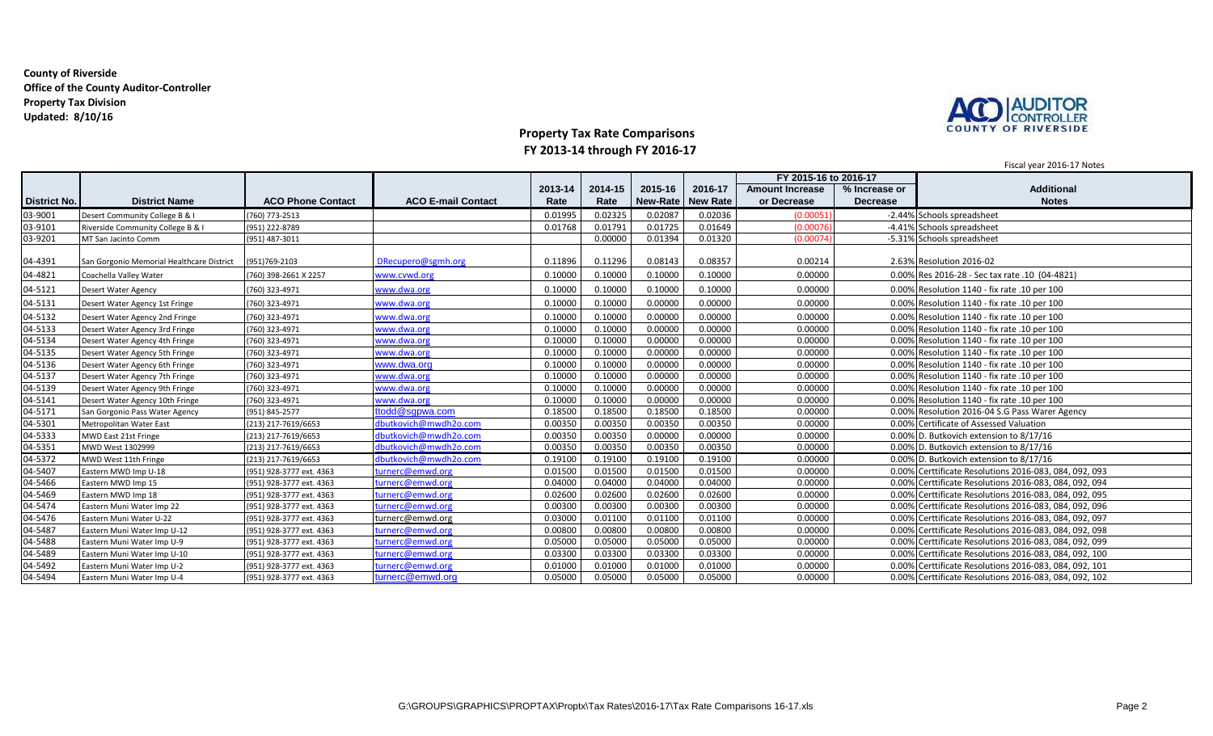**County of Riverside**
**Office of the County Auditor-Controller**
**Property Tax Division**
**Updated: 8/10/16**

## Property Tax Rate Comparisons
## FY 2013-14 through FY 2016-17

Fiscal year 2016-17 Notes

| | | | | | | | | FY 2015-16 to 2016-17 | | |
|---|---|---|---|---|---|---|---|---|---|---|
| **District No.** | **District Name** | **ACO Phone Contact** | **ACO E-mail Contact** | **2013-14 Rate** | **2014-15 Rate** | **2015-16 New-Rate** | **2016-17 New Rate** | **Amount Increase or Decrease** | **% Increase or Decrease** | **Additional Notes** |
| 03-9001 | Desert Community College B & I | (760) 773-2513 | | 0.01995 | 0.02325 | 0.02087 | 0.02036 | (0.00051) | -2.44% | Schools spreadsheet |
| 03-9101 | Riverside Community College B & I | (951) 222-8789 | | 0.01768 | 0.01791 | 0.01725 | 0.01649 | (0.00076) | -4.41% | Schools spreadsheet |
| 03-9201 | MT San Jacinto Comm | (951) 487-3011 | | | 0.00000 | 0.01394 | 0.01320 | (0.00074) | -5.31% | Schools spreadsheet |
| 04-4391 | San Gorgonio Memorial Healthcare District | (951)769-2103 | DRecupero@sgmh.org | 0.11896 | 0.11296 | 0.08143 | 0.08357 | 0.00214 | 2.63% | Resolution 2016-02 |
| 04-4821 | Coachella Valley Water | (760) 398-2661 X 2257 | www.cvwd.org | 0.10000 | 0.10000 | 0.10000 | 0.10000 | 0.00000 | 0.00% | Res 2016-28 - Sec tax rate .10 (04-4821) |
| 04-5121 | Desert Water Agency | (760) 323-4971 | www.dwa.org | 0.10000 | 0.10000 | 0.10000 | 0.10000 | 0.00000 | 0.00% | Resolution 1140 - fix rate .10 per 100 |
| 04-5131 | Desert Water Agency 1st Fringe | (760) 323-4971 | www.dwa.org | 0.10000 | 0.10000 | 0.00000 | 0.00000 | 0.00000 | 0.00% | Resolution 1140 - fix rate .10 per 100 |
| 04-5132 | Desert Water Agency 2nd Fringe | (760) 323-4971 | www.dwa.org | 0.10000 | 0.10000 | 0.00000 | 0.00000 | 0.00000 | 0.00% | Resolution 1140 - fix rate .10 per 100 |
| 04-5133 | Desert Water Agency 3rd Fringe | (760) 323-4971 | www.dwa.org | 0.10000 | 0.10000 | 0.00000 | 0.00000 | 0.00000 | 0.00% | Resolution 1140 - fix rate .10 per 100 |
| 04-5134 | Desert Water Agency 4th Fringe | (760) 323-4971 | www.dwa.org | 0.10000 | 0.10000 | 0.00000 | 0.00000 | 0.00000 | 0.00% | Resolution 1140 - fix rate .10 per 100 |
| 04-5135 | Desert Water Agency 5th Fringe | (760) 323-4971 | www.dwa.org | 0.10000 | 0.10000 | 0.00000 | 0.00000 | 0.00000 | 0.00% | Resolution 1140 - fix rate .10 per 100 |
| 04-5136 | Desert Water Agency 6th Fringe | (760) 323-4971 | www.dwa.org | 0.10000 | 0.10000 | 0.00000 | 0.00000 | 0.00000 | 0.00% | Resolution 1140 - fix rate .10 per 100 |
| 04-5137 | Desert Water Agency 7th Fringe | (760) 323-4971 | www.dwa.org | 0.10000 | 0.10000 | 0.00000 | 0.00000 | 0.00000 | 0.00% | Resolution 1140 - fix rate .10 per 100 |
| 04-5139 | Desert Water Agency 9th Fringe | (760) 323-4971 | www.dwa.org | 0.10000 | 0.10000 | 0.00000 | 0.00000 | 0.00000 | 0.00% | Resolution 1140 - fix rate .10 per 100 |
| 04-5141 | Desert Water Agency 10th Fringe | (760) 323-4971 | www.dwa.org | 0.10000 | 0.10000 | 0.00000 | 0.00000 | 0.00000 | 0.00% | Resolution 1140 - fix rate .10 per 100 |
| 04-5171 | San Gorgonio Pass Water Agency | (951) 845-2577 | ttodd@sgpwa.com | 0.18500 | 0.18500 | 0.18500 | 0.18500 | 0.00000 | 0.00% | Resolution 2016-04 S.G Pass Warer Agency |
| 04-5301 | Metropolitan Water East | (213) 217-7619/6653 | dbutkovich@mwdh2o.com | 0.00350 | 0.00350 | 0.00350 | 0.00350 | 0.00000 | 0.00% | Certificate of Assessed Valuation |
| 04-5333 | MWD East 21st Fringe | (213) 217-7619/6653 | dbutkovich@mwdh2o.com | 0.00350 | 0.00350 | 0.00000 | 0.00000 | 0.00000 | 0.00% | D. Butkovich extension to 8/17/16 |
| 04-5351 | MWD West 1302999 | (213) 217-7619/6653 | dbutkovich@mwdh2o.com | 0.00350 | 0.00350 | 0.00350 | 0.00350 | 0.00000 | 0.00% | D. Butkovich extension to 8/17/16 |
| 04-5372 | MWD West 11th Fringe | (213) 217-7619/6653 | dbutkovich@mwdh2o.com | 0.19100 | 0.19100 | 0.19100 | 0.19100 | 0.00000 | 0.00% | D. Butkovich extension to 8/17/16 |
| 04-5407 | Eastern MWD Imp U-18 | (951) 928-3777 ext. 4363 | turnerc@emwd.org | 0.01500 | 0.01500 | 0.01500 | 0.01500 | 0.00000 | 0.00% | Certtificate Resolutions 2016-083, 084, 092, 093 |
| 04-5466 | Eastern MWD Imp 15 | (951) 928-3777 ext. 4363 | turnerc@emwd.org | 0.04000 | 0.04000 | 0.04000 | 0.04000 | 0.00000 | 0.00% | Certtificate Resolutions 2016-083, 084, 092, 094 |
| 04-5469 | Eastern MWD Imp 18 | (951) 928-3777 ext. 4363 | turnerc@emwd.org | 0.02600 | 0.02600 | 0.02600 | 0.02600 | 0.00000 | 0.00% | Certtificate Resolutions 2016-083, 084, 092, 095 |
| 04-5474 | Eastern Muni Water Imp 22 | (951) 928-3777 ext. 4363 | turnerc@emwd.org | 0.00300 | 0.00300 | 0.00300 | 0.00300 | 0.00000 | 0.00% | Certtificate Resolutions 2016-083, 084, 092, 096 |
| 04-5476 | Eastern Muni Water U-22 | (951) 928-3777 ext. 4363 | turnerc@emwd.org | 0.03000 | 0.01100 | 0.01100 | 0.01100 | 0.00000 | 0.00% | Certtificate Resolutions 2016-083, 084, 092, 097 |
| 04-5487 | Eastern Muni Water Imp U-12 | (951) 928-3777 ext. 4363 | turnerc@emwd.org | 0.00800 | 0.00800 | 0.00800 | 0.00800 | 0.00000 | 0.00% | Certtificate Resolutions 2016-083, 084, 092, 098 |
| 04-5488 | Eastern Muni Water Imp U-9 | (951) 928-3777 ext. 4363 | turnerc@emwd.org | 0.05000 | 0.05000 | 0.05000 | 0.05000 | 0.00000 | 0.00% | Certtificate Resolutions 2016-083, 084, 092, 099 |
| 04-5489 | Eastern Muni Water Imp U-10 | (951) 928-3777 ext. 4363 | turnerc@emwd.org | 0.03300 | 0.03300 | 0.03300 | 0.03300 | 0.00000 | 0.00% | Certtificate Resolutions 2016-083, 084, 092, 100 |
| 04-5492 | Eastern Muni Water Imp U-2 | (951) 928-3777 ext. 4363 | turnerc@emwd.org | 0.01000 | 0.01000 | 0.01000 | 0.01000 | 0.00000 | 0.00% | Certtificate Resolutions 2016-083, 084, 092, 101 |
| 04-5494 | Eastern Muni Water Imp U-4 | (951) 928-3777 ext. 4363 | turnerc@emwd.org | 0.05000 | 0.05000 | 0.05000 | 0.05000 | 0.00000 | 0.00% | Certtificate Resolutions 2016-083, 084, 092, 102 |

G:\GROUPS\GRAPHICS\PROPTAX\Proptx\Tax Rates\2016-17\Tax Rate Comparisons 16-17.xls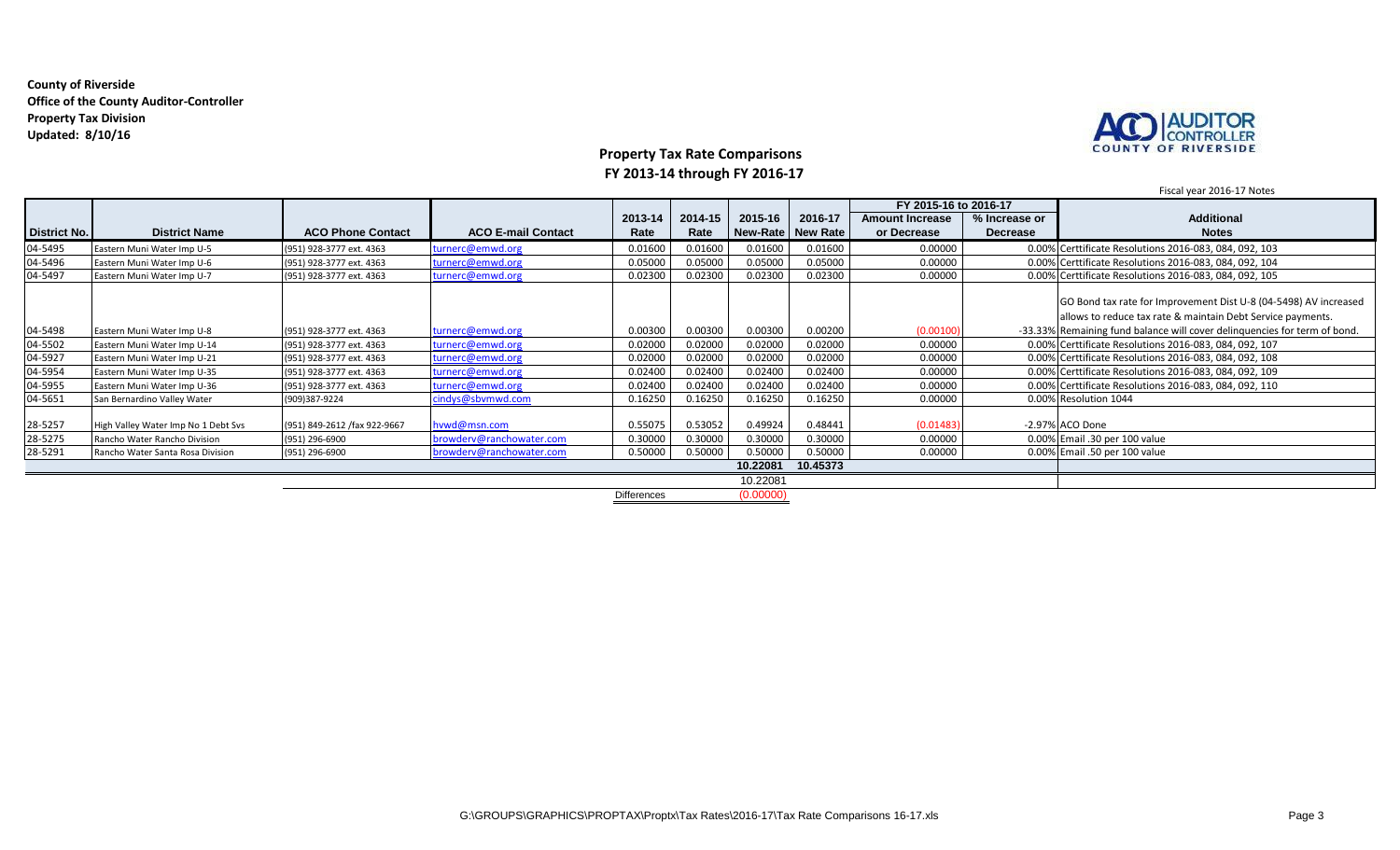**County of Riverside**
**Office of the County Auditor-Controller**
**Property Tax Division**
**Updated: 8/10/16**

## Property Tax Rate Comparisons
## FY 2013-14 through FY 2016-17

Fiscal year 2016-17 Notes

| District No. | District Name | ACO Phone Contact | ACO E-mail Contact | 2013-14 Rate | 2014-15 Rate | 2015-16 New-Rate | 2016-17 New Rate | FY 2015-16 to 2016-17 Amount Increase or Decrease | % Increase or Decrease | Additional Notes |
|---|---|---|---|---|---|---|---|---|---|---|
| 04-5495 | Eastern Muni Water Imp U-5 | (951) 928-3777 ext. 4363 | turnerc@emwd.org | 0.01600 | 0.01600 | 0.01600 | 0.01600 | 0.00000 | 0.00% | Certtificate Resolutions 2016-083, 084, 092, 103 |
| 04-5496 | Eastern Muni Water Imp U-6 | (951) 928-3777 ext. 4363 | turnerc@emwd.org | 0.05000 | 0.05000 | 0.05000 | 0.05000 | 0.00000 | 0.00% | Certtificate Resolutions 2016-083, 084, 092, 104 |
| 04-5497 | Eastern Muni Water Imp U-7 | (951) 928-3777 ext. 4363 | turnerc@emwd.org | 0.02300 | 0.02300 | 0.02300 | 0.02300 | 0.00000 | 0.00% | Certtificate Resolutions 2016-083, 084, 092, 105 |
| 04-5498 | Eastern Muni Water Imp U-8 | (951) 928-3777 ext. 4363 | turnerc@emwd.org | 0.00300 | 0.00300 | 0.00300 | 0.00200 | (0.00100) | -33.33% | GO Bond tax rate for Improvement Dist U-8 (04-5498) AV increased allows to reduce tax rate & maintain Debt Service payments. Remaining fund balance will cover delinquencies for term of bond. |
| 04-5502 | Eastern Muni Water Imp U-14 | (951) 928-3777 ext. 4363 | turnerc@emwd.org | 0.02000 | 0.02000 | 0.02000 | 0.02000 | 0.00000 | 0.00% | Certtificate Resolutions 2016-083, 084, 092, 107 |
| 04-5927 | Eastern Muni Water Imp U-21 | (951) 928-3777 ext. 4363 | turnerc@emwd.org | 0.02000 | 0.02000 | 0.02000 | 0.02000 | 0.00000 | 0.00% | Certtificate Resolutions 2016-083, 084, 092, 108 |
| 04-5954 | Eastern Muni Water Imp U-35 | (951) 928-3777 ext. 4363 | turnerc@emwd.org | 0.02400 | 0.02400 | 0.02400 | 0.02400 | 0.00000 | 0.00% | Certtificate Resolutions 2016-083, 084, 092, 109 |
| 04-5955 | Eastern Muni Water Imp U-36 | (951) 928-3777 ext. 4363 | turnerc@emwd.org | 0.02400 | 0.02400 | 0.02400 | 0.02400 | 0.00000 | 0.00% | Certtificate Resolutions 2016-083, 084, 092, 110 |
| 04-5651 | San Bernardino Valley Water | (909)387-9224 | cindys@sbvmwd.com | 0.16250 | 0.16250 | 0.16250 | 0.16250 | 0.00000 | 0.00% | Resolution 1044 |
| 28-5257 | High Valley Water Imp No 1 Debt Svs | (951) 849-2612 /fax 922-9667 | hvwd@msn.com | 0.55075 | 0.53052 | 0.49924 | 0.48441 | (0.01483) | -2.97% | ACO Done |
| 28-5275 | Rancho Water Rancho Division | (951) 296-6900 | browderv@ranchowater.com | 0.30000 | 0.30000 | 0.30000 | 0.30000 | 0.00000 | 0.00% | Email .30 per 100 value |
| 28-5291 | Rancho Water Santa Rosa Division | (951) 296-6900 | browderv@ranchowater.com | 0.50000 | 0.50000 | 0.50000 | 0.50000 | 0.00000 | 0.00% | Email .50 per 100 value |
| | | | | | | **10.22081** | **10.45373** | | | |
| | | | | | | 10.22081 | | | | |
| | | | | Differences | | (0.00000) | | | | |

G:\GROUPS\GRAPHICS\PROPTAX\Proptx\Tax Rates\2016-17\Tax Rate Comparisons 16-17.xls